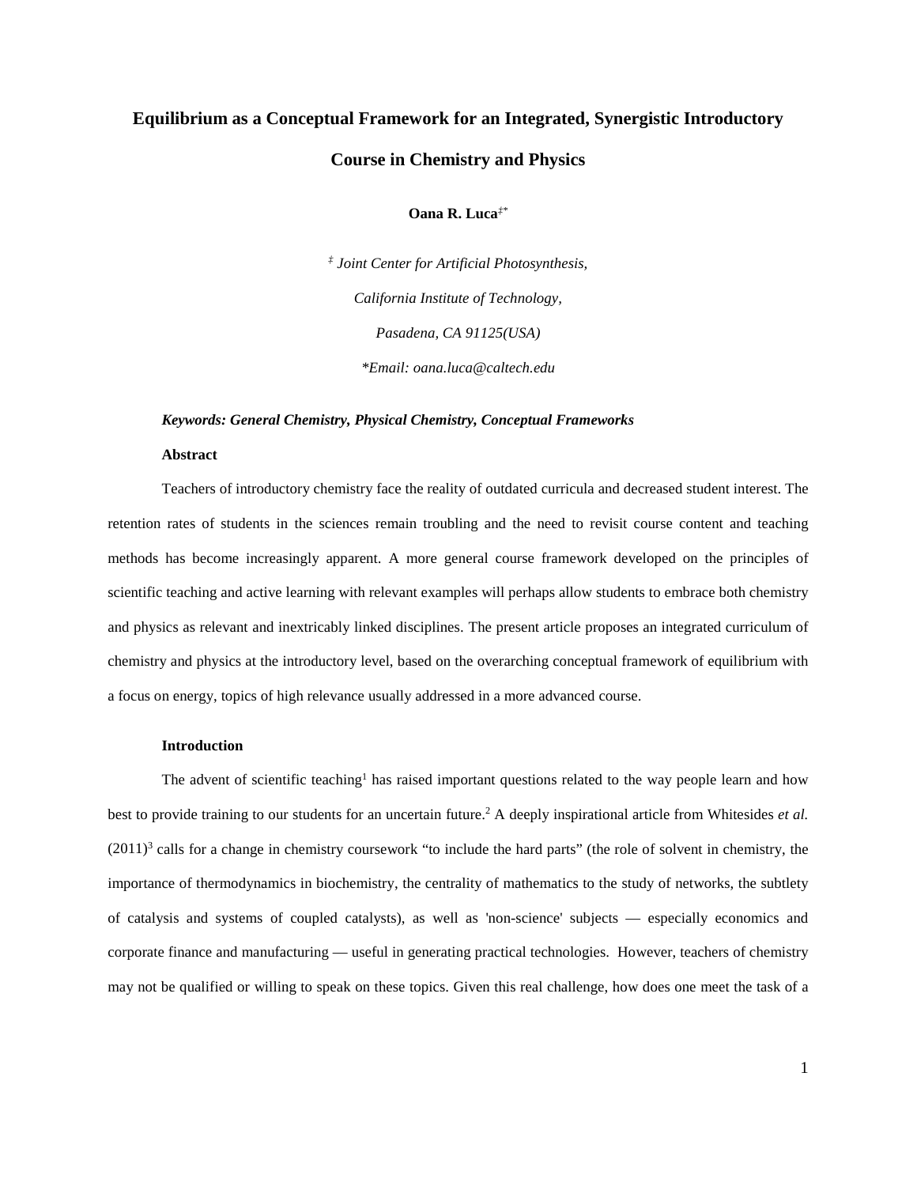# Equilibrium as a Conceptual Framework for an Integrated, Synergistic Introductory Course in Chemistry and Physics

**Oana R. Luca**[‡*]

[‡] *Joint Center for Artificial Photosynthesis,*

*California Institute of Technology,*

*Pasadena, CA 91125(USA)*

*\*Email: oana.luca@caltech.edu*

***Keywords: General Chemistry, Physical Chemistry, Conceptual Frameworks***

**Abstract**

Teachers of introductory chemistry face the reality of outdated curricula and decreased student interest. The retention rates of students in the sciences remain troubling and the need to revisit course content and teaching methods has become increasingly apparent. A more general course framework developed on the principles of scientific teaching and active learning with relevant examples will perhaps allow students to embrace both chemistry and physics as relevant and inextricably linked disciplines. The present article proposes an integrated curriculum of chemistry and physics at the introductory level, based on the overarching conceptual framework of equilibrium with a focus on energy, topics of high relevance usually addressed in a more advanced course.

**Introduction**

The advent of scientific teaching[1] has raised important questions related to the way people learn and how best to provide training to our students for an uncertain future.[2] A deeply inspirational article from Whitesides *et al.* (2011)[3] calls for a change in chemistry coursework "to include the hard parts" (the role of solvent in chemistry, the importance of thermodynamics in biochemistry, the centrality of mathematics to the study of networks, the subtlety of catalysis and systems of coupled catalysts), as well as 'non-science' subjects — especially economics and corporate finance and manufacturing — useful in generating practical technologies. However, teachers of chemistry may not be qualified or willing to speak on these topics. Given this real challenge, how does one meet the task of a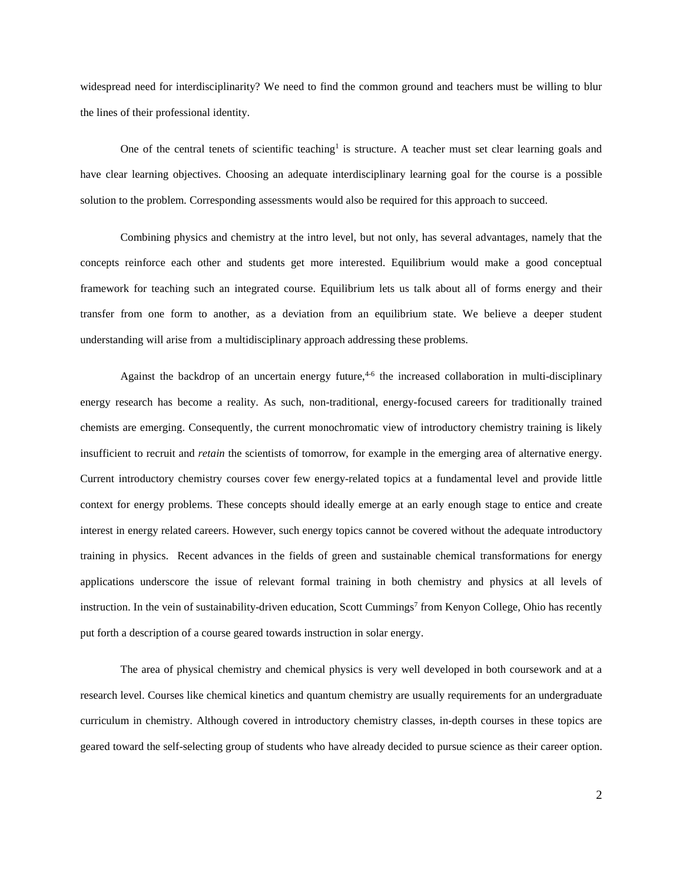widespread need for interdisciplinarity? We need to find the common ground and teachers must be willing to blur the lines of their professional identity.

One of the central tenets of scientific teaching[1] is structure. A teacher must set clear learning goals and have clear learning objectives. Choosing an adequate interdisciplinary learning goal for the course is a possible solution to the problem. Corresponding assessments would also be required for this approach to succeed.

Combining physics and chemistry at the intro level, but not only, has several advantages, namely that the concepts reinforce each other and students get more interested. Equilibrium would make a good conceptual framework for teaching such an integrated course. Equilibrium lets us talk about all of forms energy and their transfer from one form to another, as a deviation from an equilibrium state. We believe a deeper student understanding will arise from a multidisciplinary approach addressing these problems.

Against the backdrop of an uncertain energy future,[4-6] the increased collaboration in multi-disciplinary energy research has become a reality. As such, non-traditional, energy-focused careers for traditionally trained chemists are emerging. Consequently, the current monochromatic view of introductory chemistry training is likely insufficient to recruit and *retain* the scientists of tomorrow, for example in the emerging area of alternative energy. Current introductory chemistry courses cover few energy-related topics at a fundamental level and provide little context for energy problems. These concepts should ideally emerge at an early enough stage to entice and create interest in energy related careers. However, such energy topics cannot be covered without the adequate introductory training in physics. Recent advances in the fields of green and sustainable chemical transformations for energy applications underscore the issue of relevant formal training in both chemistry and physics at all levels of instruction. In the vein of sustainability-driven education, Scott Cummings[7] from Kenyon College, Ohio has recently put forth a description of a course geared towards instruction in solar energy.

The area of physical chemistry and chemical physics is very well developed in both coursework and at a research level. Courses like chemical kinetics and quantum chemistry are usually requirements for an undergraduate curriculum in chemistry. Although covered in introductory chemistry classes, in-depth courses in these topics are geared toward the self-selecting group of students who have already decided to pursue science as their career option.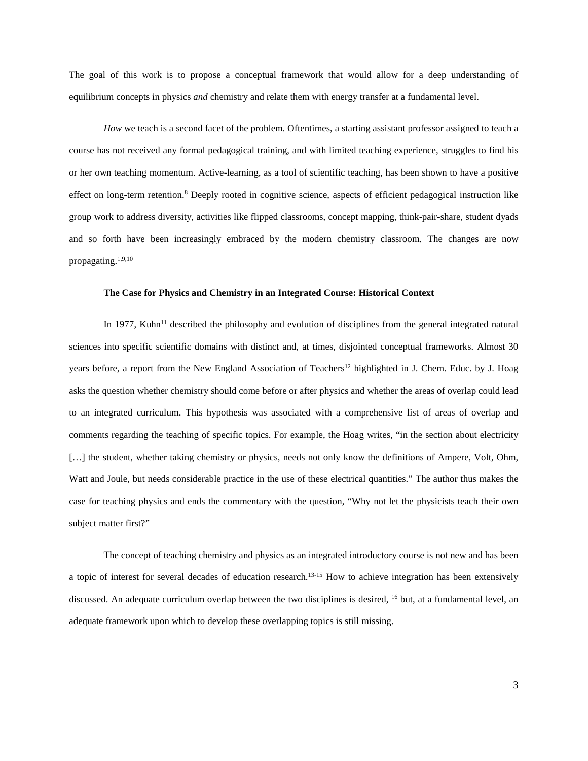The goal of this work is to propose a conceptual framework that would allow for a deep understanding of equilibrium concepts in physics *and* chemistry and relate them with energy transfer at a fundamental level.

*How* we teach is a second facet of the problem. Oftentimes, a starting assistant professor assigned to teach a course has not received any formal pedagogical training, and with limited teaching experience, struggles to find his or her own teaching momentum. Active-learning, as a tool of scientific teaching, has been shown to have a positive effect on long-term retention.[8] Deeply rooted in cognitive science, aspects of efficient pedagogical instruction like group work to address diversity, activities like flipped classrooms, concept mapping, think-pair-share, student dyads and so forth have been increasingly embraced by the modern chemistry classroom. The changes are now propagating.[1,9,10]

### The Case for Physics and Chemistry in an Integrated Course: Historical Context

In 1977, Kuhn[11] described the philosophy and evolution of disciplines from the general integrated natural sciences into specific scientific domains with distinct and, at times, disjointed conceptual frameworks. Almost 30 years before, a report from the New England Association of Teachers[12] highlighted in J. Chem. Educ. by J. Hoag asks the question whether chemistry should come before or after physics and whether the areas of overlap could lead to an integrated curriculum. This hypothesis was associated with a comprehensive list of areas of overlap and comments regarding the teaching of specific topics. For example, the Hoag writes, "in the section about electricity […] the student, whether taking chemistry or physics, needs not only know the definitions of Ampere, Volt, Ohm, Watt and Joule, but needs considerable practice in the use of these electrical quantities." The author thus makes the case for teaching physics and ends the commentary with the question, "Why not let the physicists teach their own subject matter first?"

The concept of teaching chemistry and physics as an integrated introductory course is not new and has been a topic of interest for several decades of education research.[13-15] How to achieve integration has been extensively discussed. An adequate curriculum overlap between the two disciplines is desired, [16] but, at a fundamental level, an adequate framework upon which to develop these overlapping topics is still missing.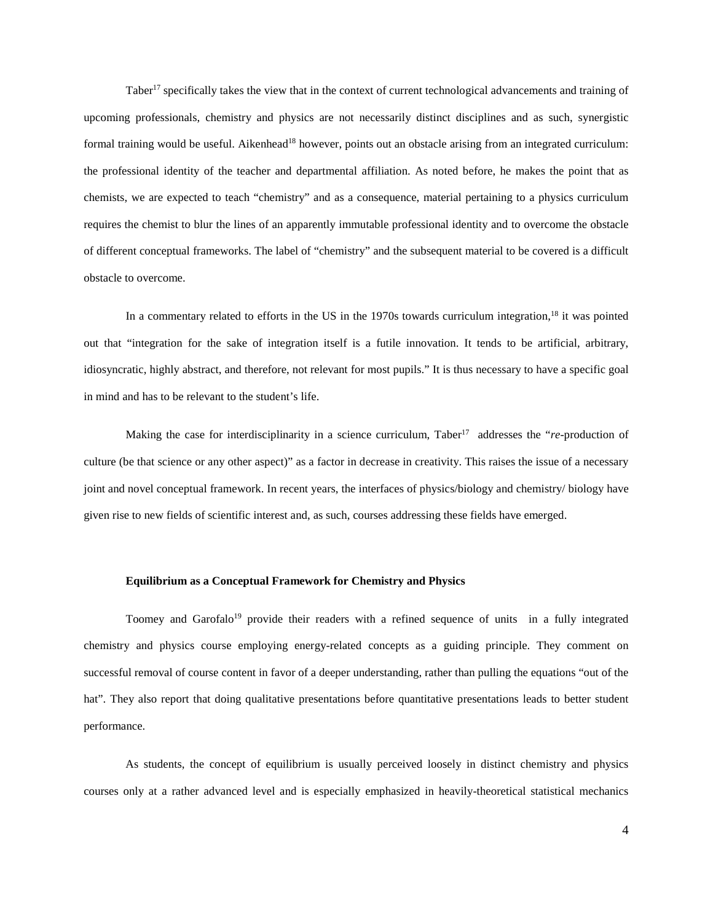Taber[17] specifically takes the view that in the context of current technological advancements and training of upcoming professionals, chemistry and physics are not necessarily distinct disciplines and as such, synergistic formal training would be useful. Aikenhead[18] however, points out an obstacle arising from an integrated curriculum: the professional identity of the teacher and departmental affiliation. As noted before, he makes the point that as chemists, we are expected to teach "chemistry" and as a consequence, material pertaining to a physics curriculum requires the chemist to blur the lines of an apparently immutable professional identity and to overcome the obstacle of different conceptual frameworks. The label of "chemistry" and the subsequent material to be covered is a difficult obstacle to overcome.

In a commentary related to efforts in the US in the 1970s towards curriculum integration,[18] it was pointed out that "integration for the sake of integration itself is a futile innovation. It tends to be artificial, arbitrary, idiosyncratic, highly abstract, and therefore, not relevant for most pupils." It is thus necessary to have a specific goal in mind and has to be relevant to the student's life.

Making the case for interdisciplinarity in a science curriculum, Taber[17] addresses the "*re*-production of culture (be that science or any other aspect)" as a factor in decrease in creativity. This raises the issue of a necessary joint and novel conceptual framework. In recent years, the interfaces of physics/biology and chemistry/ biology have given rise to new fields of scientific interest and, as such, courses addressing these fields have emerged.

### Equilibrium as a Conceptual Framework for Chemistry and Physics

Toomey and Garofalo[19] provide their readers with a refined sequence of units in a fully integrated chemistry and physics course employing energy-related concepts as a guiding principle. They comment on successful removal of course content in favor of a deeper understanding, rather than pulling the equations "out of the hat". They also report that doing qualitative presentations before quantitative presentations leads to better student performance.

As students, the concept of equilibrium is usually perceived loosely in distinct chemistry and physics courses only at a rather advanced level and is especially emphasized in heavily-theoretical statistical mechanics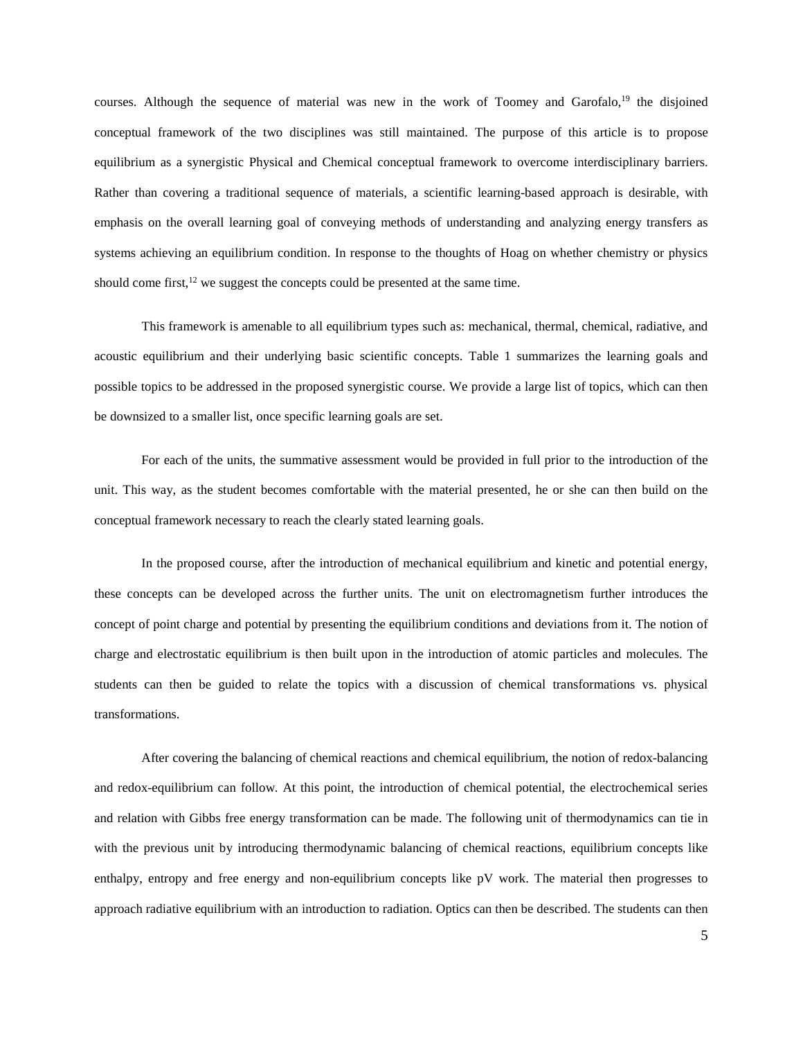courses. Although the sequence of material was new in the work of Toomey and Garofalo,[19] the disjoined conceptual framework of the two disciplines was still maintained. The purpose of this article is to propose equilibrium as a synergistic Physical and Chemical conceptual framework to overcome interdisciplinary barriers. Rather than covering a traditional sequence of materials, a scientific learning-based approach is desirable, with emphasis on the overall learning goal of conveying methods of understanding and analyzing energy transfers as systems achieving an equilibrium condition. In response to the thoughts of Hoag on whether chemistry or physics should come first,[12] we suggest the concepts could be presented at the same time.

This framework is amenable to all equilibrium types such as: mechanical, thermal, chemical, radiative, and acoustic equilibrium and their underlying basic scientific concepts. Table 1 summarizes the learning goals and possible topics to be addressed in the proposed synergistic course. We provide a large list of topics, which can then be downsized to a smaller list, once specific learning goals are set.

For each of the units, the summative assessment would be provided in full prior to the introduction of the unit. This way, as the student becomes comfortable with the material presented, he or she can then build on the conceptual framework necessary to reach the clearly stated learning goals.

In the proposed course, after the introduction of mechanical equilibrium and kinetic and potential energy, these concepts can be developed across the further units. The unit on electromagnetism further introduces the concept of point charge and potential by presenting the equilibrium conditions and deviations from it. The notion of charge and electrostatic equilibrium is then built upon in the introduction of atomic particles and molecules. The students can then be guided to relate the topics with a discussion of chemical transformations vs. physical transformations.

After covering the balancing of chemical reactions and chemical equilibrium, the notion of redox-balancing and redox-equilibrium can follow. At this point, the introduction of chemical potential, the electrochemical series and relation with Gibbs free energy transformation can be made. The following unit of thermodynamics can tie in with the previous unit by introducing thermodynamic balancing of chemical reactions, equilibrium concepts like enthalpy, entropy and free energy and non-equilibrium concepts like pV work. The material then progresses to approach radiative equilibrium with an introduction to radiation. Optics can then be described. The students can then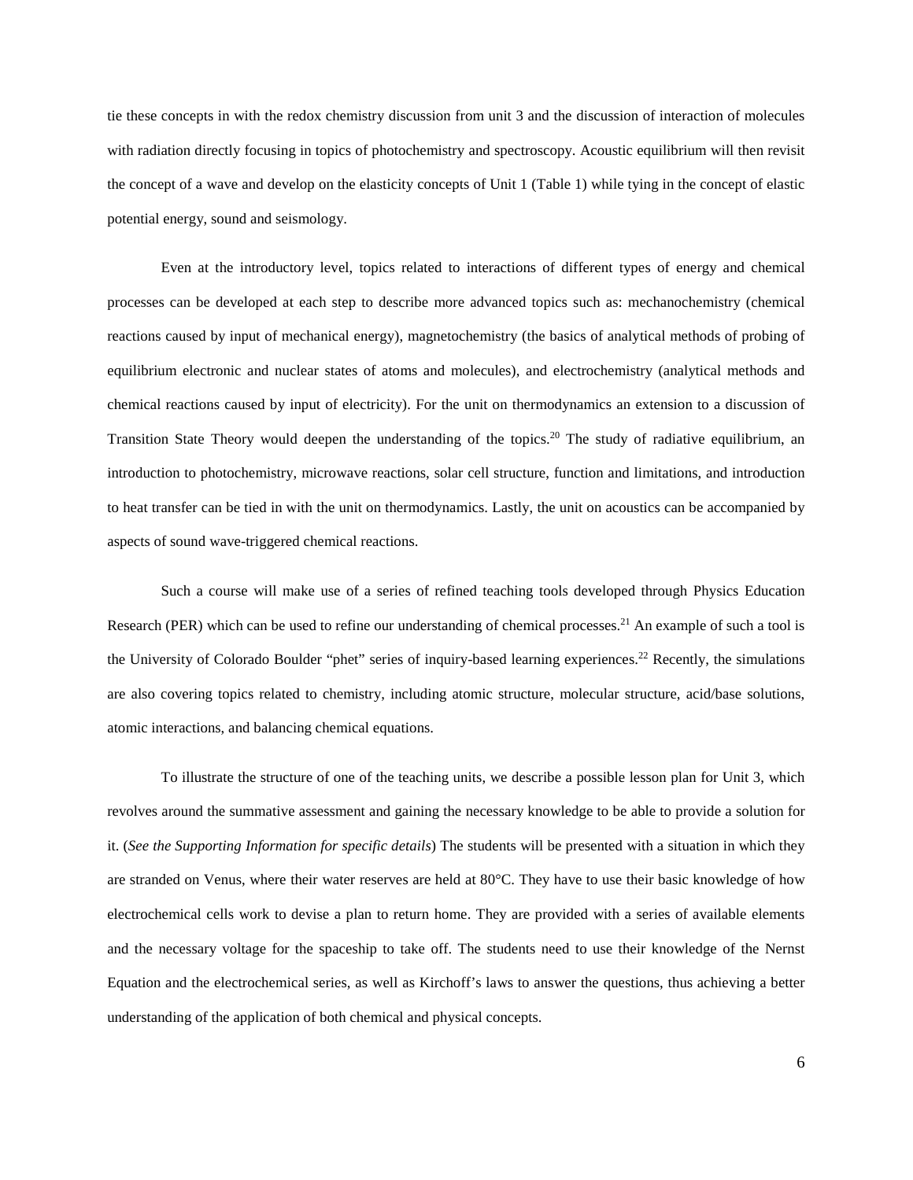tie these concepts in with the redox chemistry discussion from unit 3 and the discussion of interaction of molecules with radiation directly focusing in topics of photochemistry and spectroscopy. Acoustic equilibrium will then revisit the concept of a wave and develop on the elasticity concepts of Unit 1 (Table 1) while tying in the concept of elastic potential energy, sound and seismology.

Even at the introductory level, topics related to interactions of different types of energy and chemical processes can be developed at each step to describe more advanced topics such as: mechanochemistry (chemical reactions caused by input of mechanical energy), magnetochemistry (the basics of analytical methods of probing of equilibrium electronic and nuclear states of atoms and molecules), and electrochemistry (analytical methods and chemical reactions caused by input of electricity). For the unit on thermodynamics an extension to a discussion of Transition State Theory would deepen the understanding of the topics.[20] The study of radiative equilibrium, an introduction to photochemistry, microwave reactions, solar cell structure, function and limitations, and introduction to heat transfer can be tied in with the unit on thermodynamics. Lastly, the unit on acoustics can be accompanied by aspects of sound wave-triggered chemical reactions.

Such a course will make use of a series of refined teaching tools developed through Physics Education Research (PER) which can be used to refine our understanding of chemical processes.[21] An example of such a tool is the University of Colorado Boulder "phet" series of inquiry-based learning experiences.[22] Recently, the simulations are also covering topics related to chemistry, including atomic structure, molecular structure, acid/base solutions, atomic interactions, and balancing chemical equations.

To illustrate the structure of one of the teaching units, we describe a possible lesson plan for Unit 3, which revolves around the summative assessment and gaining the necessary knowledge to be able to provide a solution for it. (*See the Supporting Information for specific details*) The students will be presented with a situation in which they are stranded on Venus, where their water reserves are held at 80°C. They have to use their basic knowledge of how electrochemical cells work to devise a plan to return home. They are provided with a series of available elements and the necessary voltage for the spaceship to take off. The students need to use their knowledge of the Nernst Equation and the electrochemical series, as well as Kirchoff's laws to answer the questions, thus achieving a better understanding of the application of both chemical and physical concepts.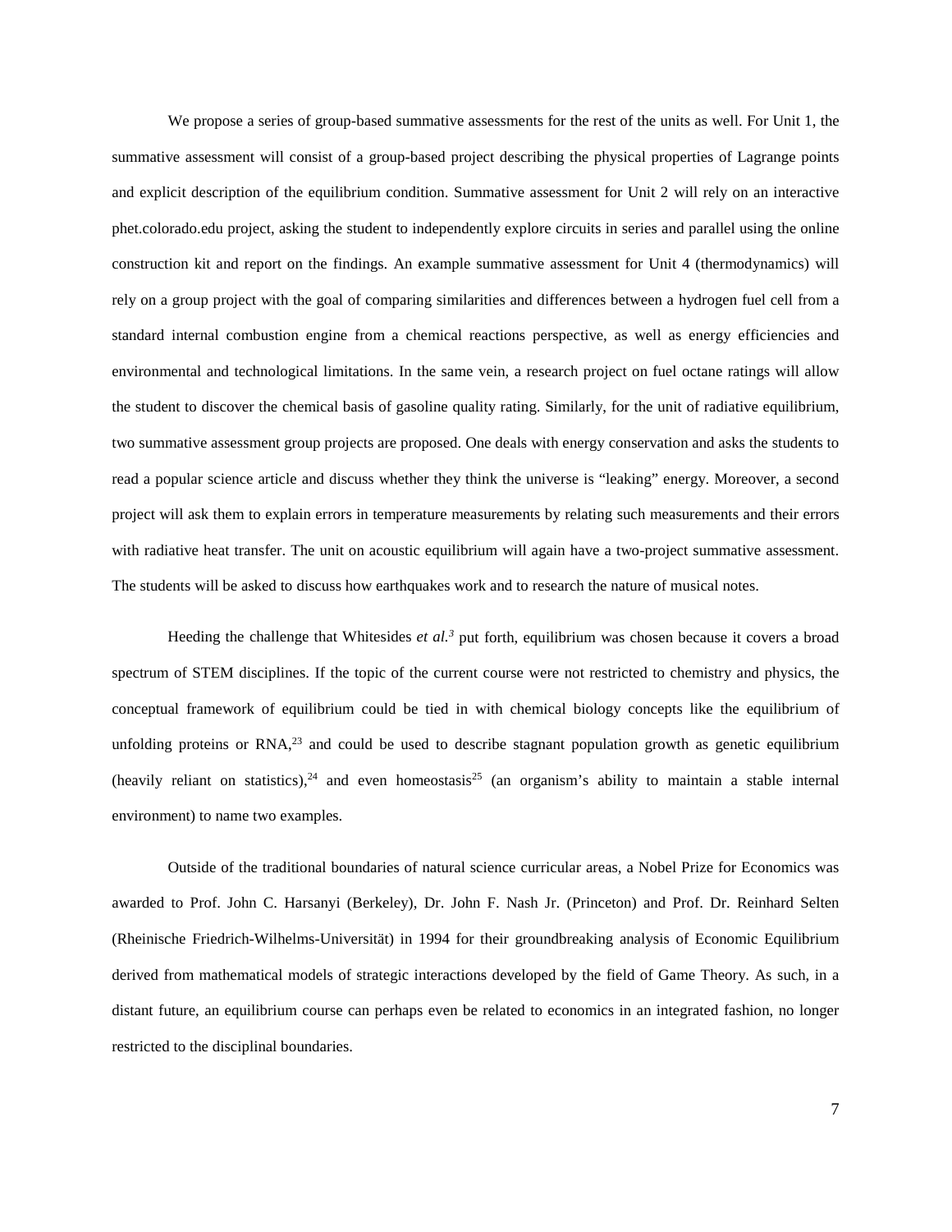We propose a series of group-based summative assessments for the rest of the units as well. For Unit 1, the summative assessment will consist of a group-based project describing the physical properties of Lagrange points and explicit description of the equilibrium condition. Summative assessment for Unit 2 will rely on an interactive phet.colorado.edu project, asking the student to independently explore circuits in series and parallel using the online construction kit and report on the findings. An example summative assessment for Unit 4 (thermodynamics) will rely on a group project with the goal of comparing similarities and differences between a hydrogen fuel cell from a standard internal combustion engine from a chemical reactions perspective, as well as energy efficiencies and environmental and technological limitations. In the same vein, a research project on fuel octane ratings will allow the student to discover the chemical basis of gasoline quality rating. Similarly, for the unit of radiative equilibrium, two summative assessment group projects are proposed. One deals with energy conservation and asks the students to read a popular science article and discuss whether they think the universe is "leaking" energy. Moreover, a second project will ask them to explain errors in temperature measurements by relating such measurements and their errors with radiative heat transfer. The unit on acoustic equilibrium will again have a two-project summative assessment. The students will be asked to discuss how earthquakes work and to research the nature of musical notes.

Heeding the challenge that Whitesides *et al.*[3] put forth, equilibrium was chosen because it covers a broad spectrum of STEM disciplines. If the topic of the current course were not restricted to chemistry and physics, the conceptual framework of equilibrium could be tied in with chemical biology concepts like the equilibrium of unfolding proteins or RNA,[23] and could be used to describe stagnant population growth as genetic equilibrium (heavily reliant on statistics),[24] and even homeostasis[25] (an organism's ability to maintain a stable internal environment) to name two examples.

Outside of the traditional boundaries of natural science curricular areas, a Nobel Prize for Economics was awarded to Prof. John C. Harsanyi (Berkeley), Dr. John F. Nash Jr. (Princeton) and Prof. Dr. Reinhard Selten (Rheinische Friedrich-Wilhelms-Universität) in 1994 for their groundbreaking analysis of Economic Equilibrium derived from mathematical models of strategic interactions developed by the field of Game Theory. As such, in a distant future, an equilibrium course can perhaps even be related to economics in an integrated fashion, no longer restricted to the disciplinal boundaries.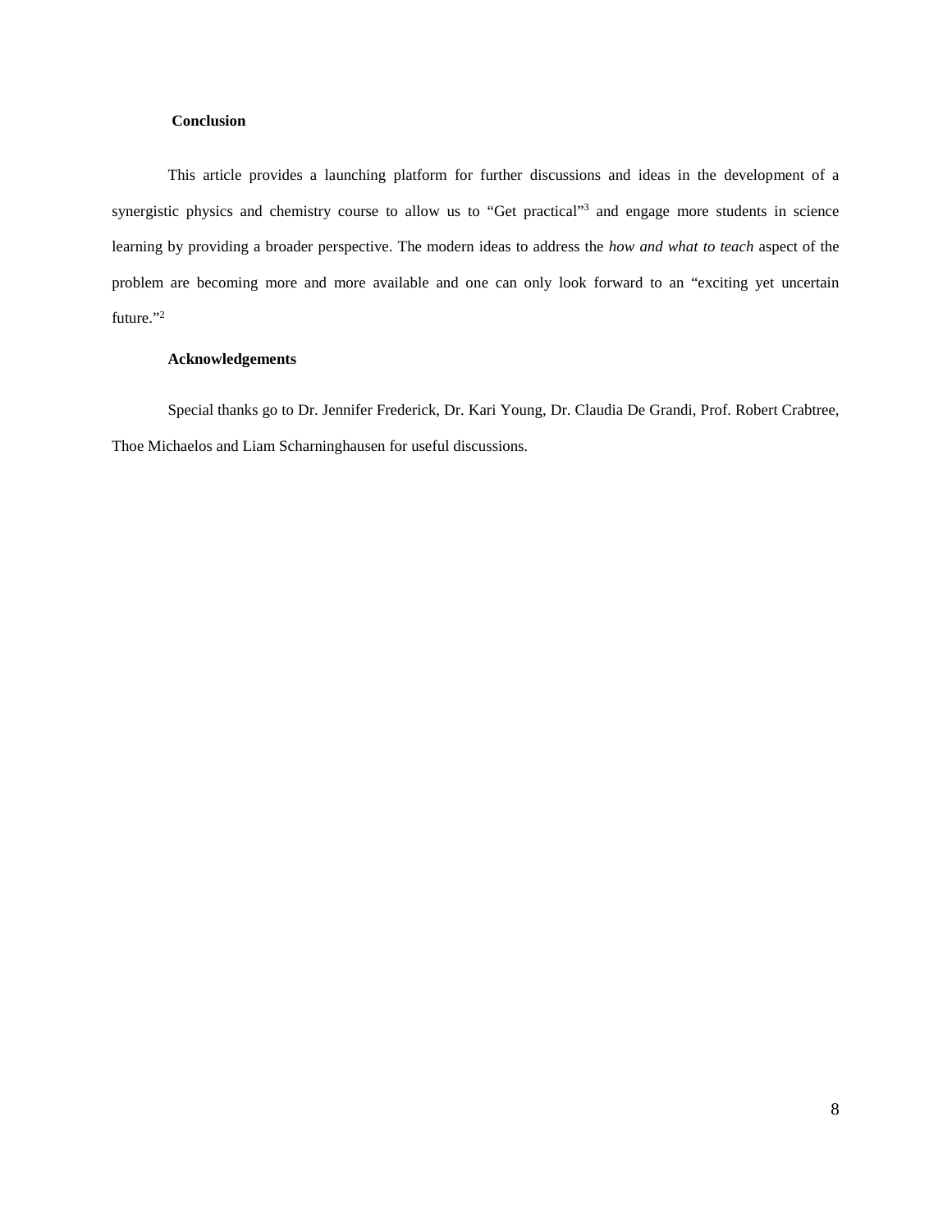## Conclusion

This article provides a launching platform for further discussions and ideas in the development of a synergistic physics and chemistry course to allow us to "Get practical"[3] and engage more students in science learning by providing a broader perspective. The modern ideas to address the *how and what to teach* aspect of the problem are becoming more and more available and one can only look forward to an "exciting yet uncertain future."[2]

## Acknowledgements

Special thanks go to Dr. Jennifer Frederick, Dr. Kari Young, Dr. Claudia De Grandi, Prof. Robert Crabtree, Thoe Michaelos and Liam Scharninghausen for useful discussions.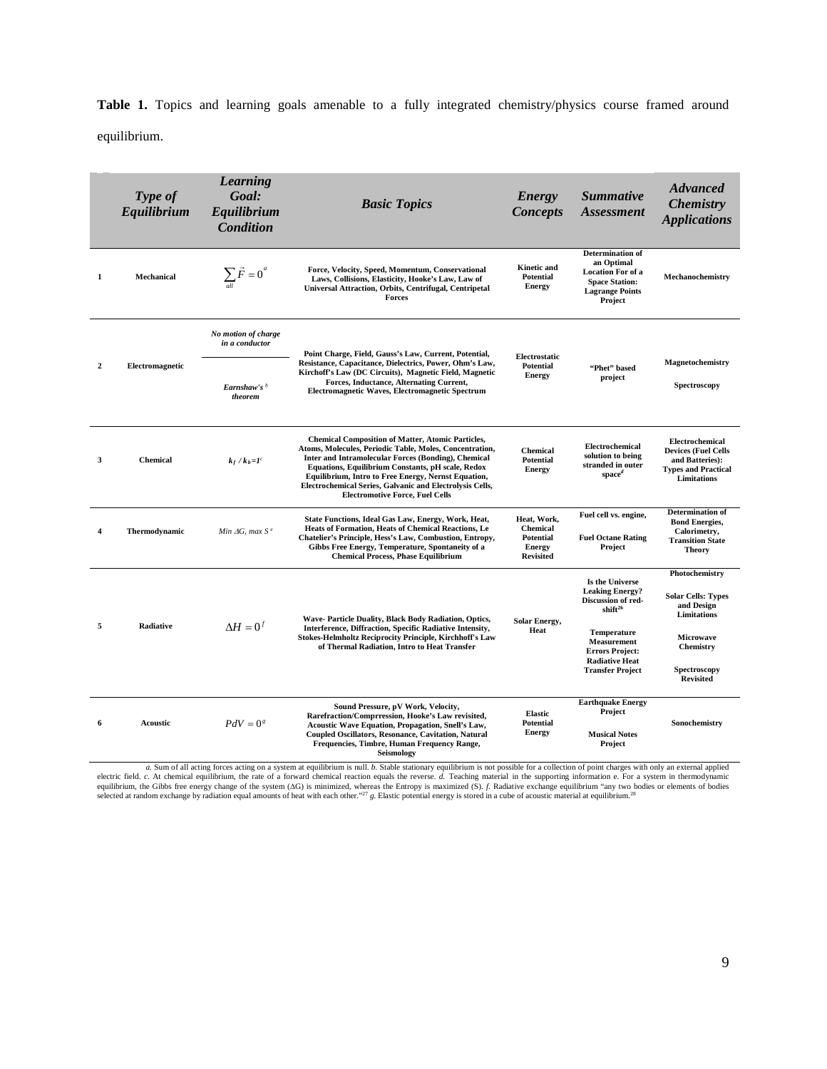**Table 1.** Topics and learning goals amenable to a fully integrated chemistry/physics course framed around equilibrium.

| | *Type of Equilibrium* | *Learning Goal: Equilibrium Condition* | *Basic Topics* | *Energy Concepts* | *Summative Assessment* | *Advanced Chemistry Applications* |
|---|---|---|---|---|---|---|
| **1** | **Mechanical** | $\sum_{all} \vec{F} = 0^{a}$ | **Force, Velocity, Speed, Momentum, Conservational Laws, Collisions, Elasticity, Hooke's Law, Law of Universal Attraction, Orbits, Centrifugal, Centripetal Forces** | **Kinetic and Potential Energy** | **Determination of an Optimal Location For of a Space Station: Lagrange Points Project** | **Mechanochemistry** |
| **2** | **Electromagnetic** | ***No motion of charge in a conductor***<br>***Earnshaw's [b] theorem*** | **Point Charge, Field, Gauss's Law, Current, Potential, Resistance, Capacitance, Dielectrics, Power, Ohm's Law, Kirchoff's Law (DC Circuits), Magnetic Field, Magnetic Forces, Inductance, Alternating Current, Electromagnetic Waves, Electromagnetic Spectrum** | **Electrostatic Potential Energy** | **"Phet" based project** | **Magnetochemistry**<br>**Spectroscopy** |
| **3** | **Chemical** | $k_f / k_b = 1^{c}$ | **Chemical Composition of Matter, Atomic Particles, Atoms, Molecules, Periodic Table, Moles, Concentration, Inter and Intramolecular Forces (Bonding), Chemical Equations, Equilibrium Constants, pH scale, Redox Equilibrium, Intro to Free Energy, Nernst Equation, Electrochemical Series, Galvanic and Electrolysis Cells, Electromotive Force, Fuel Cells** | **Chemical Potential Energy** | **Electrochemical solution to being stranded in outer space[d]** | **Electrochemical Devices (Fuel Cells and Batteries): Types and Practical Limitations** |
| **4** | **Thermodynamic** | *Min ΔG, max S [e]* | **State Functions, Ideal Gas Law, Energy, Work, Heat, Heats of Formation, Heats of Chemical Reactions, Le Chatelier's Principle, Hess's Law, Combustion, Entropy, Gibbs Free Energy, Temperature, Spontaneity of a Chemical Process, Phase Equilibrium** | **Heat, Work, Chemical Potential Energy Revisited** | **Fuel cell vs. engine,**<br>**Fuel Octane Rating Project** | **Determination of Bond Energies, Calorimetry, Transition State Theory** |
| **5** | **Radiative** | $\Delta H = 0^{f}$ | **Wave- Particle Duality, Black Body Radiation, Optics, Interference, Diffraction, Specific Radiative Intensity, Stokes-Helmholtz Reciprocity Principle, Kirchhoff's Law of Thermal Radiation, Intro to Heat Transfer** | **Solar Energy, Heat** | **Is the Universe Leaking Energy? Discussion of red-shift[26]**<br>**Temperature Measurement Errors Project: Radiative Heat Transfer Project** | **Photochemistry**<br>**Solar Cells: Types and Design Limitations**<br>**Microwave Chemistry**<br>**Spectroscopy Revisited** |
| **6** | **Acoustic** | $PdV = 0^{g}$ | **Sound Pressure, pV Work, Velocity, Rarefraction/Comprression, Hooke's Law revisited, Acoustic Wave Equation, Propagation, Snell's Law, Coupled Oscillators, Resonance, Cavitation, Natural Frequencies, Timbre, Human Frequency Range, Seismology** | **Elastic Potential Energy** | **Earthquake Energy Project**<br>**Musical Notes Project** | **Sonochemistry** |

*a*. Sum of all acting forces acting on a system at equilibrium is null. *b*. Stable stationary equilibrium is not possible for a collection of point charges with only an external applied electric field. *c*. At chemical equilibrium, the rate of a forward chemical reaction equals the reverse. *d*. Teaching material in the supporting information e. For a system in thermodynamic equilibrium, the Gibbs free energy change of the system (ΔG) is minimized, whereas the Entropy is maximized (S). *f*. Radiative exchange equilibrium "any two bodies or elements of bodies selected at random exchange by radiation equal amounts of heat with each other."[27] *g*. Elastic potential energy is stored in a cube of acoustic material at equilibrium.[28]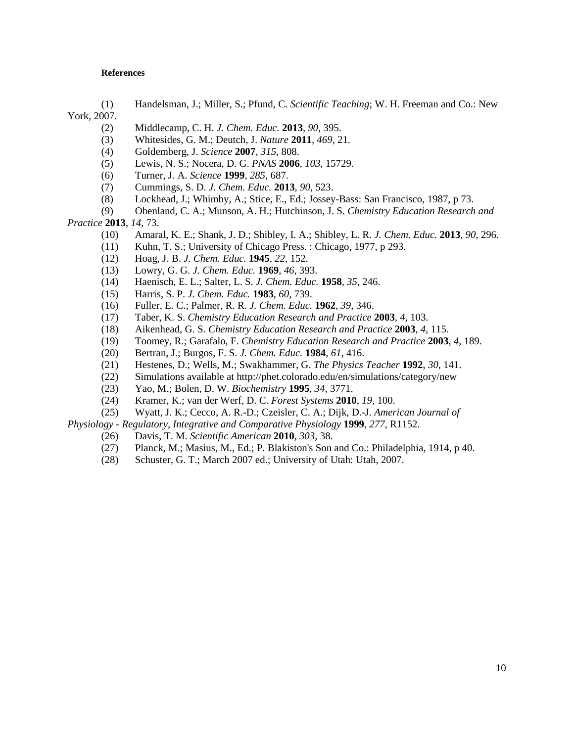**References**

(1) Handelsman, J.; Miller, S.; Pfund, C. *Scientific Teaching*; W. H. Freeman and Co.: New York, 2007.

(2) Middlecamp, C. H. *J. Chem. Educ.* **2013**, *90*, 395.

(3) Whitesides, G. M.; Deutch, J. *Nature* **2011**, *469*, 21.

(4) Goldemberg, J. *Science* **2007**, *315*, 808.

(5) Lewis, N. S.; Nocera, D. G. *PNAS* **2006**, *103*, 15729.

(6) Turner, J. A. *Science* **1999**, *285*, 687.

(7) Cummings, S. D. *J. Chem. Educ.* **2013**, *90*, 523.

(8) Lockhead, J.; Whimby, A.; Stice, E., Ed.; Jossey-Bass: San Francisco, 1987, p 73.

(9) Obenland, C. A.; Munson, A. H.; Hutchinson, J. S. *Chemistry Education Research and Practice* **2013**, *14*, 73.

(10) Amaral, K. E.; Shank, J. D.; Shibley, I. A.; Shibley, L. R. *J. Chem. Educ.* **2013**, *90*, 296.

(11) Kuhn, T. S.; University of Chicago Press. : Chicago, 1977, p 293.

(12) Hoag, J. B. *J. Chem. Educ.* **1945**, *22*, 152.

(13) Lowry, G. G. *J. Chem. Educ.* **1969**, *46*, 393.

(14) Haenisch, E. L.; Salter, L. S. *J. Chem. Educ.* **1958**, *35*, 246.

(15) Harris, S. P. *J. Chem. Educ.* **1983**, *60*, 739.

(16) Fuller, E. C.; Palmer, R. R. *J. Chem. Educ.* **1962**, *39*, 346.

(17) Taber, K. S. *Chemistry Education Research and Practice* **2003**, *4*, 103.

(18) Aikenhead, G. S. *Chemistry Education Research and Practice* **2003**, *4*, 115.

(19) Toomey, R.; Garafalo, F. *Chemistry Education Research and Practice* **2003**, *4*, 189.

(20) Bertran, J.; Burgos, F. S. *J. Chem. Educ.* **1984**, *61*, 416.

(21) Hestenes, D.; Wells, M.; Swakhammer, G. *The Physics Teacher* **1992**, *30*, 141.

(22) Simulations available at http://phet.colorado.edu/en/simulations/category/new

(23) Yao, M.; Bolen, D. W. *Biochemistry* **1995**, *34*, 3771.

(24) Kramer, K.; van der Werf, D. C. *Forest Systems* **2010**, *19*, 100.

(25) Wyatt, J. K.; Cecco, A. R.-D.; Czeisler, C. A.; Dijk, D.-J. *American Journal of Physiology - Regulatory, Integrative and Comparative Physiology* **1999**, *277*, R1152.

(26) Davis, T. M. *Scientific American* **2010**, *303*, 38.

(27) Planck, M.; Masius, M., Ed.; P. Blakiston's Son and Co.: Philadelphia, 1914, p 40.

(28) Schuster, G. T.; March 2007 ed.; University of Utah: Utah, 2007.